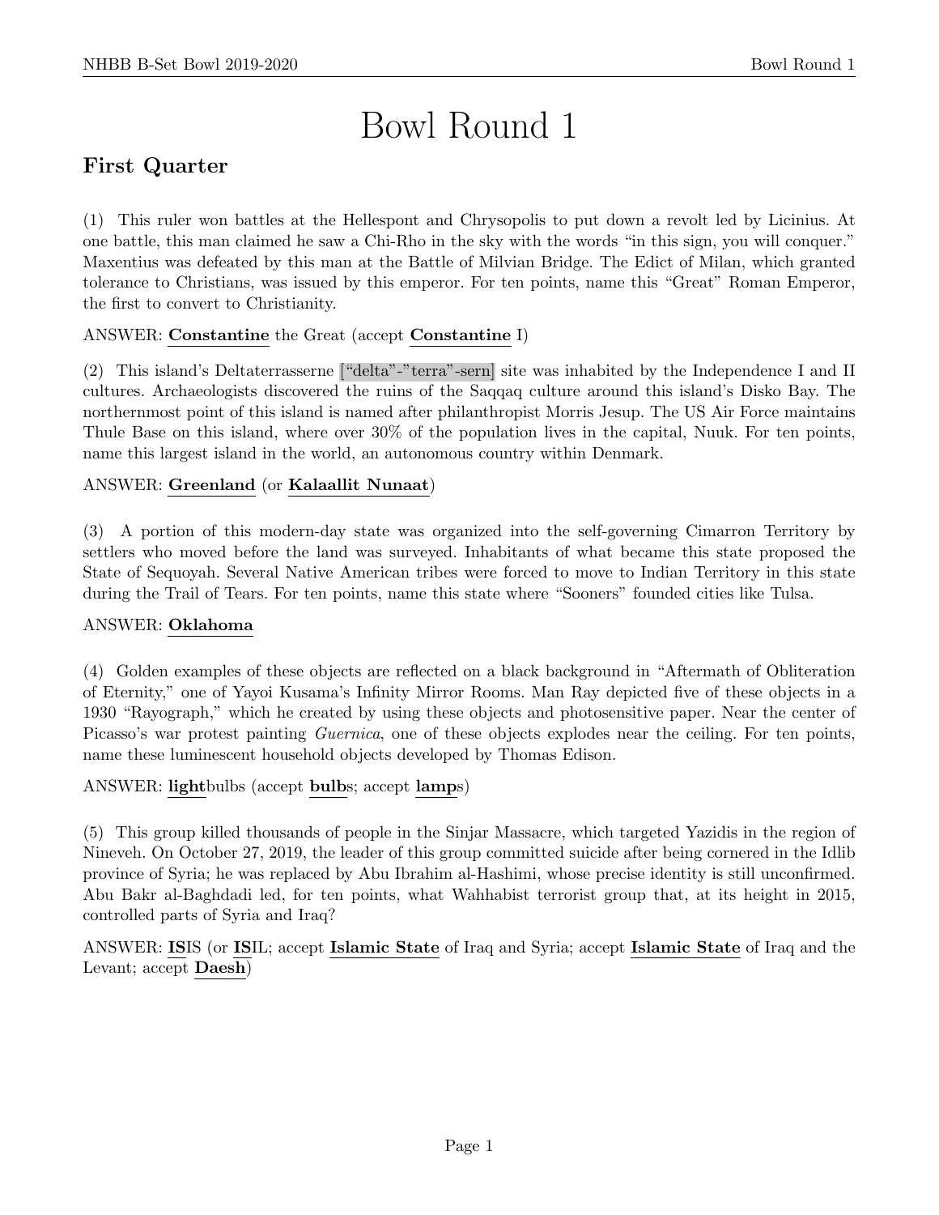# Bowl Round 1

## First Quarter

(1) This ruler won battles at the Hellespont and Chrysopolis to put down a revolt led by Licinius. At one battle, this man claimed he saw a Chi-Rho in the sky with the words "in this sign, you will conquer." Maxentius was defeated by this man at the Battle of Milvian Bridge. The Edict of Milan, which granted tolerance to Christians, was issued by this emperor. For ten points, name this "Great" Roman Emperor, the first to convert to Christianity.

ANSWER: **Constantine** the Great (accept **Constantine** I)

(2) This island's Deltaterrasserne ["delta"-"terra"-sern] site was inhabited by the Independence I and II cultures. Archaeologists discovered the ruins of the Saqqaq culture around this island's Disko Bay. The northernmost point of this island is named after philanthropist Morris Jesup. The US Air Force maintains Thule Base on this island, where over 30% of the population lives in the capital, Nuuk. For ten points, name this largest island in the world, an autonomous country within Denmark.

ANSWER: **Greenland** (or **Kalaallit Nunaat**)

(3) A portion of this modern-day state was organized into the self-governing Cimarron Territory by settlers who moved before the land was surveyed. Inhabitants of what became this state proposed the State of Sequoyah. Several Native American tribes were forced to move to Indian Territory in this state during the Trail of Tears. For ten points, name this state where "Sooners" founded cities like Tulsa.

ANSWER: **Oklahoma**

(4) Golden examples of these objects are reflected on a black background in "Aftermath of Obliteration of Eternity," one of Yayoi Kusama's Infinity Mirror Rooms. Man Ray depicted five of these objects in a 1930 "Rayograph," which he created by using these objects and photosensitive paper. Near the center of Picasso's war protest painting *Guernica*, one of these objects explodes near the ceiling. For ten points, name these luminescent household objects developed by Thomas Edison.

ANSWER: **light**bulbs (accept **bulb**s; accept **lamp**s)

(5) This group killed thousands of people in the Sinjar Massacre, which targeted Yazidis in the region of Nineveh. On October 27, 2019, the leader of this group committed suicide after being cornered in the Idlib province of Syria; he was replaced by Abu Ibrahim al-Hashimi, whose precise identity is still unconfirmed. Abu Bakr al-Baghdadi led, for ten points, what Wahhabist terrorist group that, at its height in 2015, controlled parts of Syria and Iraq?

ANSWER: **IS**IS (or **IS**IL; accept **Islamic State** of Iraq and Syria; accept **Islamic State** of Iraq and the Levant; accept **Daesh**)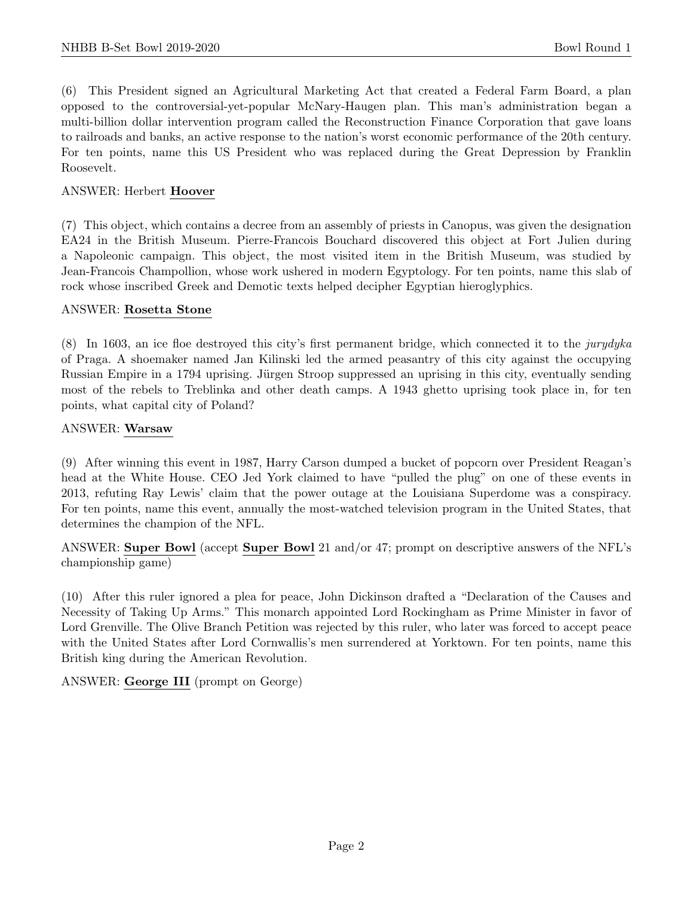(6) This President signed an Agricultural Marketing Act that created a Federal Farm Board, a plan opposed to the controversial-yet-popular McNary-Haugen plan. This man's administration began a multi-billion dollar intervention program called the Reconstruction Finance Corporation that gave loans to railroads and banks, an active response to the nation's worst economic performance of the 20th century. For ten points, name this US President who was replaced during the Great Depression by Franklin Roosevelt.

ANSWER: Herbert **Hoover**

(7) This object, which contains a decree from an assembly of priests in Canopus, was given the designation EA24 in the British Museum. Pierre-Francois Bouchard discovered this object at Fort Julien during a Napoleonic campaign. This object, the most visited item in the British Museum, was studied by Jean-Francois Champollion, whose work ushered in modern Egyptology. For ten points, name this slab of rock whose inscribed Greek and Demotic texts helped decipher Egyptian hieroglyphics.

ANSWER: **Rosetta Stone**

(8) In 1603, an ice floe destroyed this city's first permanent bridge, which connected it to the *jurydyka* of Praga. A shoemaker named Jan Kilinski led the armed peasantry of this city against the occupying Russian Empire in a 1794 uprising. Jürgen Stroop suppressed an uprising in this city, eventually sending most of the rebels to Treblinka and other death camps. A 1943 ghetto uprising took place in, for ten points, what capital city of Poland?

ANSWER: **Warsaw**

(9) After winning this event in 1987, Harry Carson dumped a bucket of popcorn over President Reagan's head at the White House. CEO Jed York claimed to have "pulled the plug" on one of these events in 2013, refuting Ray Lewis' claim that the power outage at the Louisiana Superdome was a conspiracy. For ten points, name this event, annually the most-watched television program in the United States, that determines the champion of the NFL.

ANSWER: **Super Bowl** (accept **Super Bowl** 21 and/or 47; prompt on descriptive answers of the NFL's championship game)

(10) After this ruler ignored a plea for peace, John Dickinson drafted a "Declaration of the Causes and Necessity of Taking Up Arms." This monarch appointed Lord Rockingham as Prime Minister in favor of Lord Grenville. The Olive Branch Petition was rejected by this ruler, who later was forced to accept peace with the United States after Lord Cornwallis's men surrendered at Yorktown. For ten points, name this British king during the American Revolution.

ANSWER: **George III** (prompt on George)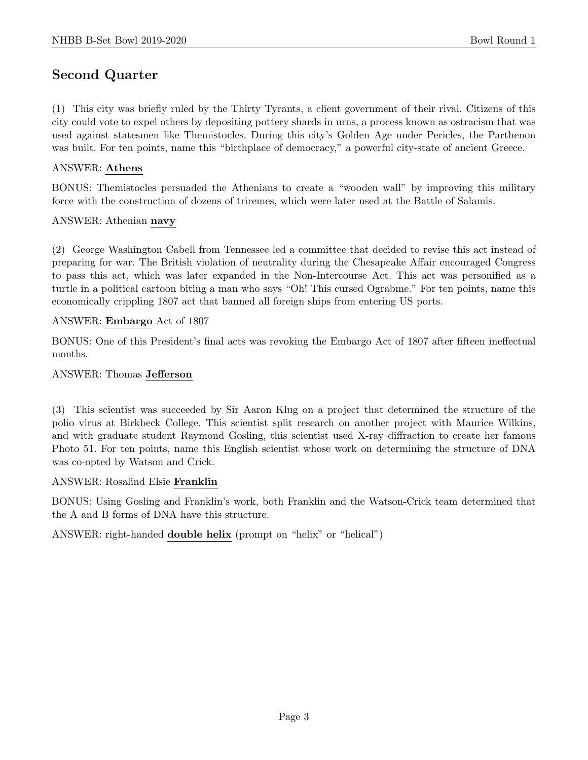## Second Quarter

(1) This city was briefly ruled by the Thirty Tyrants, a client government of their rival. Citizens of this city could vote to expel others by depositing pottery shards in urns, a process known as ostracism that was used against statesmen like Themistocles. During this city's Golden Age under Pericles, the Parthenon was built. For ten points, name this "birthplace of democracy," a powerful city-state of ancient Greece.

ANSWER: **Athens**

BONUS: Themistocles persuaded the Athenians to create a "wooden wall" by improving this military force with the construction of dozens of triremes, which were later used at the Battle of Salamis.

ANSWER: Athenian **navy**

(2) George Washington Cabell from Tennessee led a committee that decided to revise this act instead of preparing for war. The British violation of neutrality during the Chesapeake Affair encouraged Congress to pass this act, which was later expanded in the Non-Intercourse Act. This act was personified as a turtle in a political cartoon biting a man who says "Oh! This cursed Ograbme." For ten points, name this economically crippling 1807 act that banned all foreign ships from entering US ports.

ANSWER: **Embargo** Act of 1807

BONUS: One of this President's final acts was revoking the Embargo Act of 1807 after fifteen ineffectual months.

ANSWER: Thomas **Jefferson**

(3) This scientist was succeeded by Sir Aaron Klug on a project that determined the structure of the polio virus at Birkbeck College. This scientist split research on another project with Maurice Wilkins, and with graduate student Raymond Gosling, this scientist used X-ray diffraction to create her famous Photo 51. For ten points, name this English scientist whose work on determining the structure of DNA was co-opted by Watson and Crick.

ANSWER: Rosalind Elsie **Franklin**

BONUS: Using Gosling and Franklin's work, both Franklin and the Watson-Crick team determined that the A and B forms of DNA have this structure.

ANSWER: right-handed **double helix** (prompt on "helix" or "helical")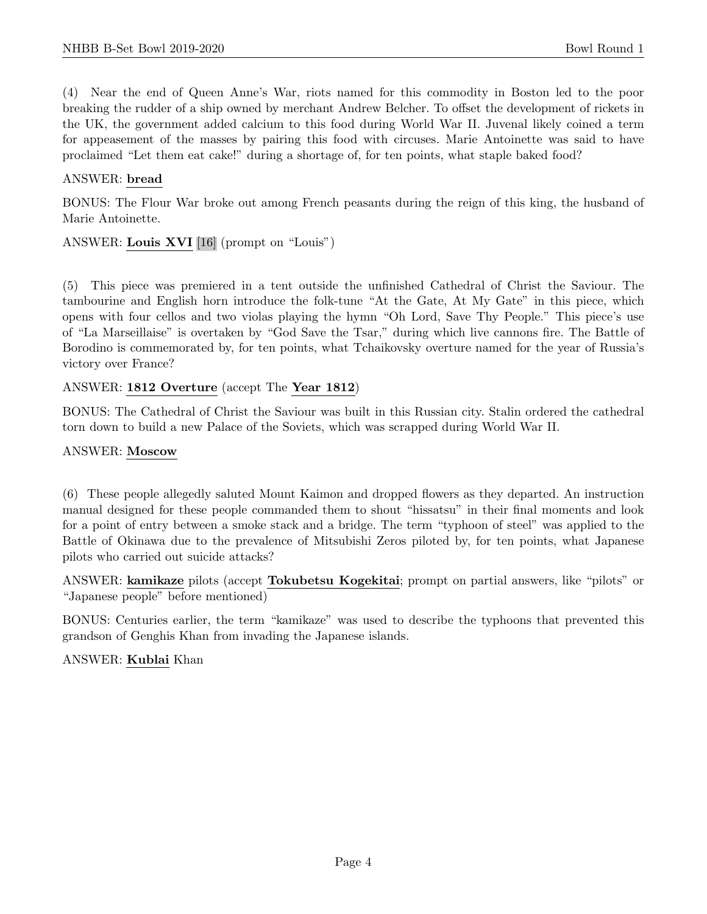(4) Near the end of Queen Anne's War, riots named for this commodity in Boston led to the poor breaking the rudder of a ship owned by merchant Andrew Belcher. To offset the development of rickets in the UK, the government added calcium to this food during World War II. Juvenal likely coined a term for appeasement of the masses by pairing this food with circuses. Marie Antoinette was said to have proclaimed "Let them eat cake!" during a shortage of, for ten points, what staple baked food?

ANSWER: **bread**

BONUS: The Flour War broke out among French peasants during the reign of this king, the husband of Marie Antoinette.

ANSWER: **Louis XVI** [16] (prompt on "Louis")

(5) This piece was premiered in a tent outside the unfinished Cathedral of Christ the Saviour. The tambourine and English horn introduce the folk-tune "At the Gate, At My Gate" in this piece, which opens with four cellos and two violas playing the hymn "Oh Lord, Save Thy People." This piece's use of "La Marseillaise" is overtaken by "God Save the Tsar," during which live cannons fire. The Battle of Borodino is commemorated by, for ten points, what Tchaikovsky overture named for the year of Russia's victory over France?

ANSWER: **1812 Overture** (accept The **Year 1812**)

BONUS: The Cathedral of Christ the Saviour was built in this Russian city. Stalin ordered the cathedral torn down to build a new Palace of the Soviets, which was scrapped during World War II.

ANSWER: **Moscow**

(6) These people allegedly saluted Mount Kaimon and dropped flowers as they departed. An instruction manual designed for these people commanded them to shout "hissatsu" in their final moments and look for a point of entry between a smoke stack and a bridge. The term "typhoon of steel" was applied to the Battle of Okinawa due to the prevalence of Mitsubishi Zeros piloted by, for ten points, what Japanese pilots who carried out suicide attacks?

ANSWER: **kamikaze** pilots (accept **Tokubetsu Kogekitai**; prompt on partial answers, like "pilots" or "Japanese people" before mentioned)

BONUS: Centuries earlier, the term "kamikaze" was used to describe the typhoons that prevented this grandson of Genghis Khan from invading the Japanese islands.

ANSWER: **Kublai** Khan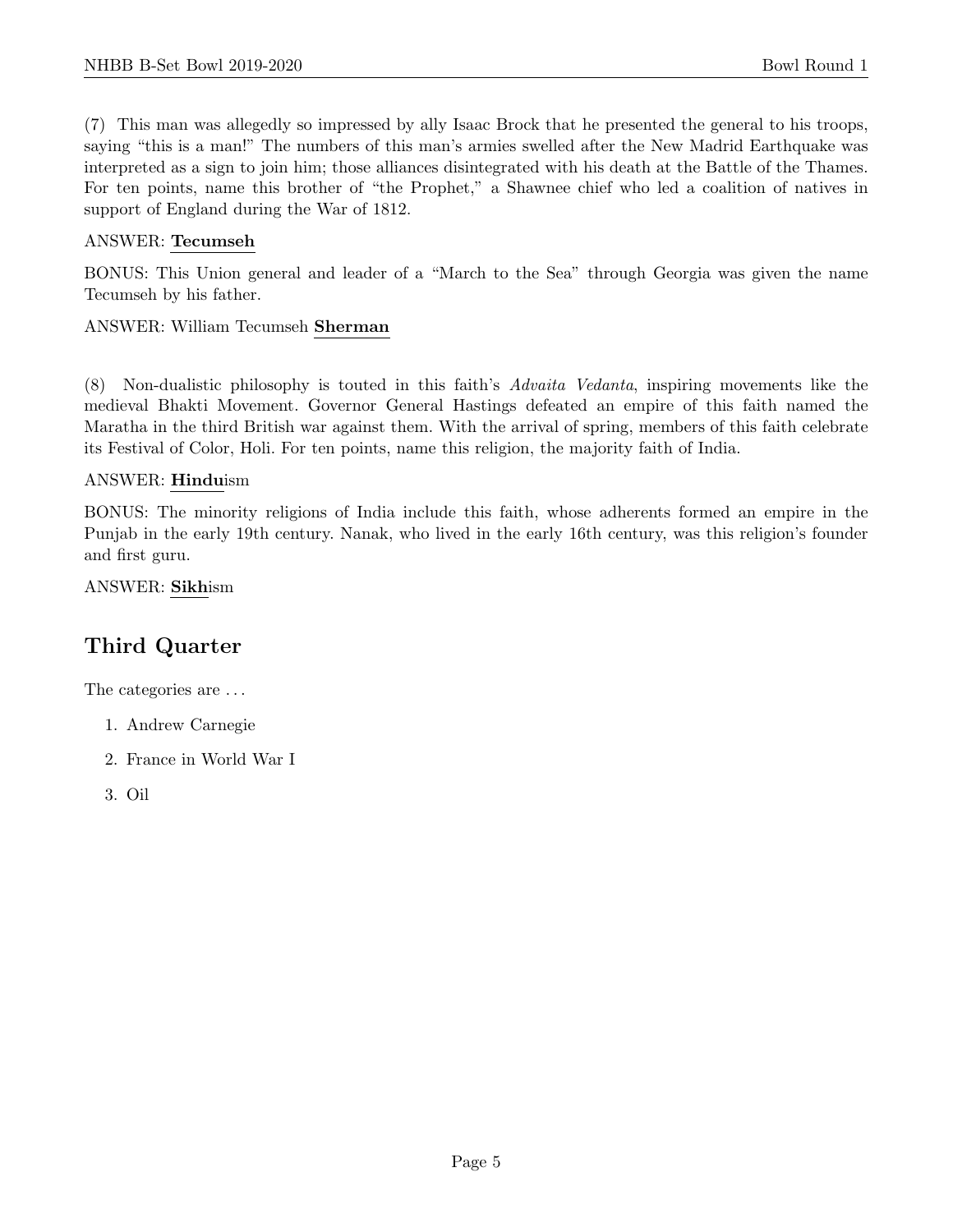(7) This man was allegedly so impressed by ally Isaac Brock that he presented the general to his troops, saying "this is a man!" The numbers of this man's armies swelled after the New Madrid Earthquake was interpreted as a sign to join him; those alliances disintegrated with his death at the Battle of the Thames. For ten points, name this brother of "the Prophet," a Shawnee chief who led a coalition of natives in support of England during the War of 1812.

ANSWER: **Tecumseh**

BONUS: This Union general and leader of a "March to the Sea" through Georgia was given the name Tecumseh by his father.

ANSWER: William Tecumseh **Sherman**

(8) Non-dualistic philosophy is touted in this faith's *Advaita Vedanta*, inspiring movements like the medieval Bhakti Movement. Governor General Hastings defeated an empire of this faith named the Maratha in the third British war against them. With the arrival of spring, members of this faith celebrate its Festival of Color, Holi. For ten points, name this religion, the majority faith of India.

ANSWER: **Hindu**ism

BONUS: The minority religions of India include this faith, whose adherents formed an empire in the Punjab in the early 19th century. Nanak, who lived in the early 16th century, was this religion's founder and first guru.

ANSWER: **Sikh**ism

## Third Quarter

The categories are ...

1. Andrew Carnegie
2. France in World War I
3. Oil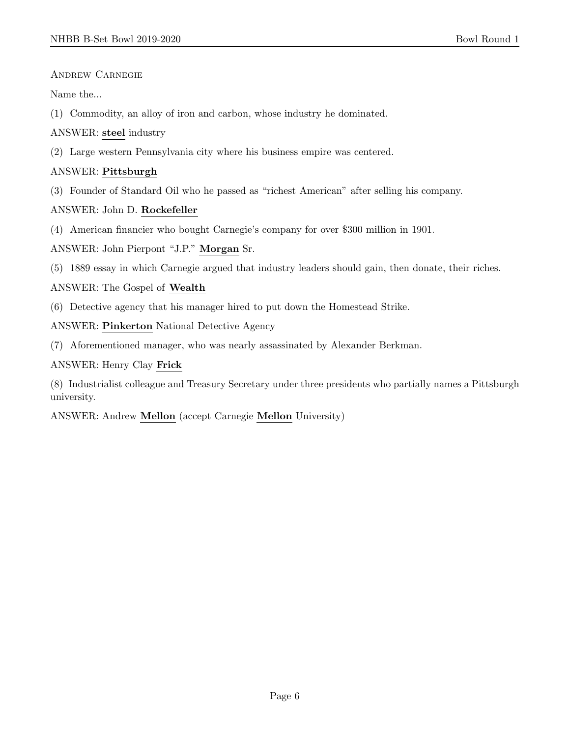Andrew Carnegie

Name the...

(1) Commodity, an alloy of iron and carbon, whose industry he dominated.

ANSWER: **steel** industry

(2) Large western Pennsylvania city where his business empire was centered.

ANSWER: **Pittsburgh**

(3) Founder of Standard Oil who he passed as "richest American" after selling his company.

ANSWER: John D. **Rockefeller**

(4) American financier who bought Carnegie's company for over $300 million in 1901.

ANSWER: John Pierpont "J.P." **Morgan** Sr.

(5) 1889 essay in which Carnegie argued that industry leaders should gain, then donate, their riches.

ANSWER: The Gospel of **Wealth**

(6) Detective agency that his manager hired to put down the Homestead Strike.

ANSWER: **Pinkerton** National Detective Agency

(7) Aforementioned manager, who was nearly assassinated by Alexander Berkman.

ANSWER: Henry Clay **Frick**

(8) Industrialist colleague and Treasury Secretary under three presidents who partially names a Pittsburgh university.

ANSWER: Andrew **Mellon** (accept Carnegie **Mellon** University)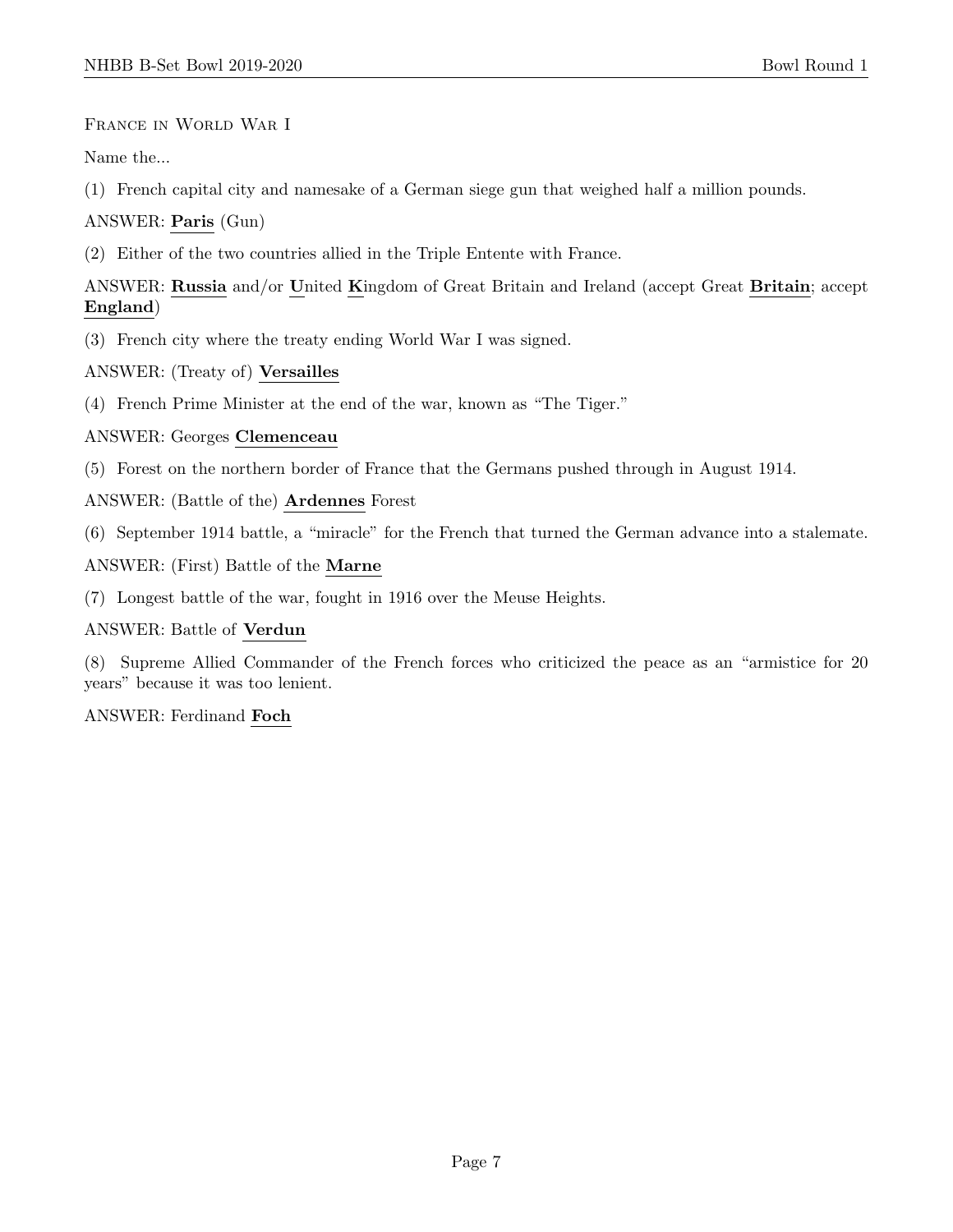France in World War I

Name the...

(1) French capital city and namesake of a German siege gun that weighed half a million pounds.

ANSWER: **Paris** (Gun)

(2) Either of the two countries allied in the Triple Entente with France.

ANSWER: **Russia** and/or **U**nited **K**ingdom of Great Britain and Ireland (accept Great **Britain**; accept **England**)

(3) French city where the treaty ending World War I was signed.

ANSWER: (Treaty of) **Versailles**

(4) French Prime Minister at the end of the war, known as "The Tiger."

ANSWER: Georges **Clemenceau**

(5) Forest on the northern border of France that the Germans pushed through in August 1914.

ANSWER: (Battle of the) **Ardennes** Forest

(6) September 1914 battle, a "miracle" for the French that turned the German advance into a stalemate.

ANSWER: (First) Battle of the **Marne**

(7) Longest battle of the war, fought in 1916 over the Meuse Heights.

ANSWER: Battle of **Verdun**

(8) Supreme Allied Commander of the French forces who criticized the peace as an "armistice for 20 years" because it was too lenient.

ANSWER: Ferdinand **Foch**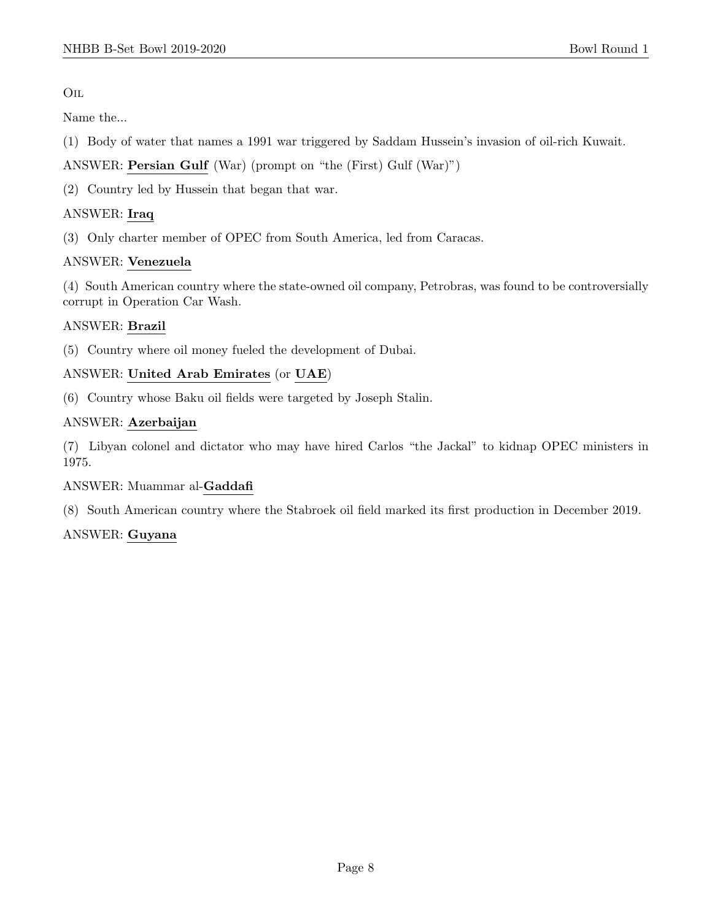Oil

Name the...

(1) Body of water that names a 1991 war triggered by Saddam Hussein's invasion of oil-rich Kuwait.

ANSWER: **Persian Gulf** (War) (prompt on "the (First) Gulf (War)")

(2) Country led by Hussein that began that war.

ANSWER: **Iraq**

(3) Only charter member of OPEC from South America, led from Caracas.

ANSWER: **Venezuela**

(4) South American country where the state-owned oil company, Petrobras, was found to be controversially corrupt in Operation Car Wash.

ANSWER: **Brazil**

(5) Country where oil money fueled the development of Dubai.

ANSWER: **United Arab Emirates** (or **UAE**)

(6) Country whose Baku oil fields were targeted by Joseph Stalin.

ANSWER: **Azerbaijan**

(7) Libyan colonel and dictator who may have hired Carlos "the Jackal" to kidnap OPEC ministers in 1975.

ANSWER: Muammar al-**Gaddafi**

(8) South American country where the Stabroek oil field marked its first production in December 2019.

ANSWER: **Guyana**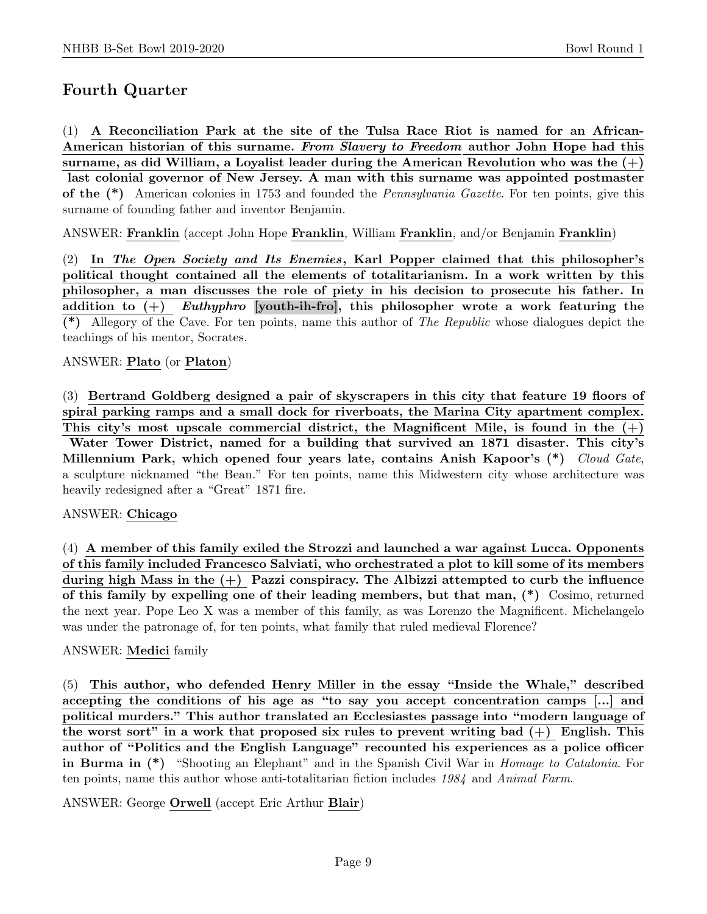## Fourth Quarter

(1) **A Reconciliation Park at the site of the Tulsa Race Riot is named for an African-American historian of this surname. *From Slavery to Freedom* author John Hope had this surname, as did William, a Loyalist leader during the American Revolution who was the (+) last colonial governor of New Jersey. A man with this surname was appointed postmaster of the (*)** American colonies in 1753 and founded the *Pennsylvania Gazette*. For ten points, give this surname of founding father and inventor Benjamin.

ANSWER: **Franklin** (accept John Hope **Franklin**, William **Franklin**, and/or Benjamin **Franklin**)

(2) **In *The Open Society and Its Enemies*, Karl Popper claimed that this philosopher's political thought contained all the elements of totalitarianism. In a work written by this philosopher, a man discusses the role of piety in his decision to prosecute his father. In addition to (+) *Euthyphro* [youth-ih-fro], this philosopher wrote a work featuring the (*)** Allegory of the Cave. For ten points, name this author of *The Republic* whose dialogues depict the teachings of his mentor, Socrates.

ANSWER: **Plato** (or **Platon**)

(3) **Bertrand Goldberg designed a pair of skyscrapers in this city that feature 19 floors of spiral parking ramps and a small dock for riverboats, the Marina City apartment complex. This city's most upscale commercial district, the Magnificent Mile, is found in the (+) Water Tower District, named for a building that survived an 1871 disaster. This city's Millennium Park, which opened four years late, contains Anish Kapoor's (*)** *Cloud Gate*, a sculpture nicknamed "the Bean." For ten points, name this Midwestern city whose architecture was heavily redesigned after a "Great" 1871 fire.

ANSWER: **Chicago**

(4) **A member of this family exiled the Strozzi and launched a war against Lucca. Opponents of this family included Francesco Salviati, who orchestrated a plot to kill some of its members during high Mass in the (+) Pazzi conspiracy. The Albizzi attempted to curb the influence of this family by expelling one of their leading members, but that man, (*)** Cosimo, returned the next year. Pope Leo X was a member of this family, as was Lorenzo the Magnificent. Michelangelo was under the patronage of, for ten points, what family that ruled medieval Florence?

ANSWER: **Medici** family

(5) **This author, who defended Henry Miller in the essay "Inside the Whale," described accepting the conditions of his age as "to say you accept concentration camps [...] and political murders." This author translated an Ecclesiastes passage into "modern language of the worst sort" in a work that proposed six rules to prevent writing bad (+) English. This author of "Politics and the English Language" recounted his experiences as a police officer in Burma in (*)** "Shooting an Elephant" and in the Spanish Civil War in *Homage to Catalonia*. For ten points, name this author whose anti-totalitarian fiction includes *1984* and *Animal Farm*.

ANSWER: George **Orwell** (accept Eric Arthur **Blair**)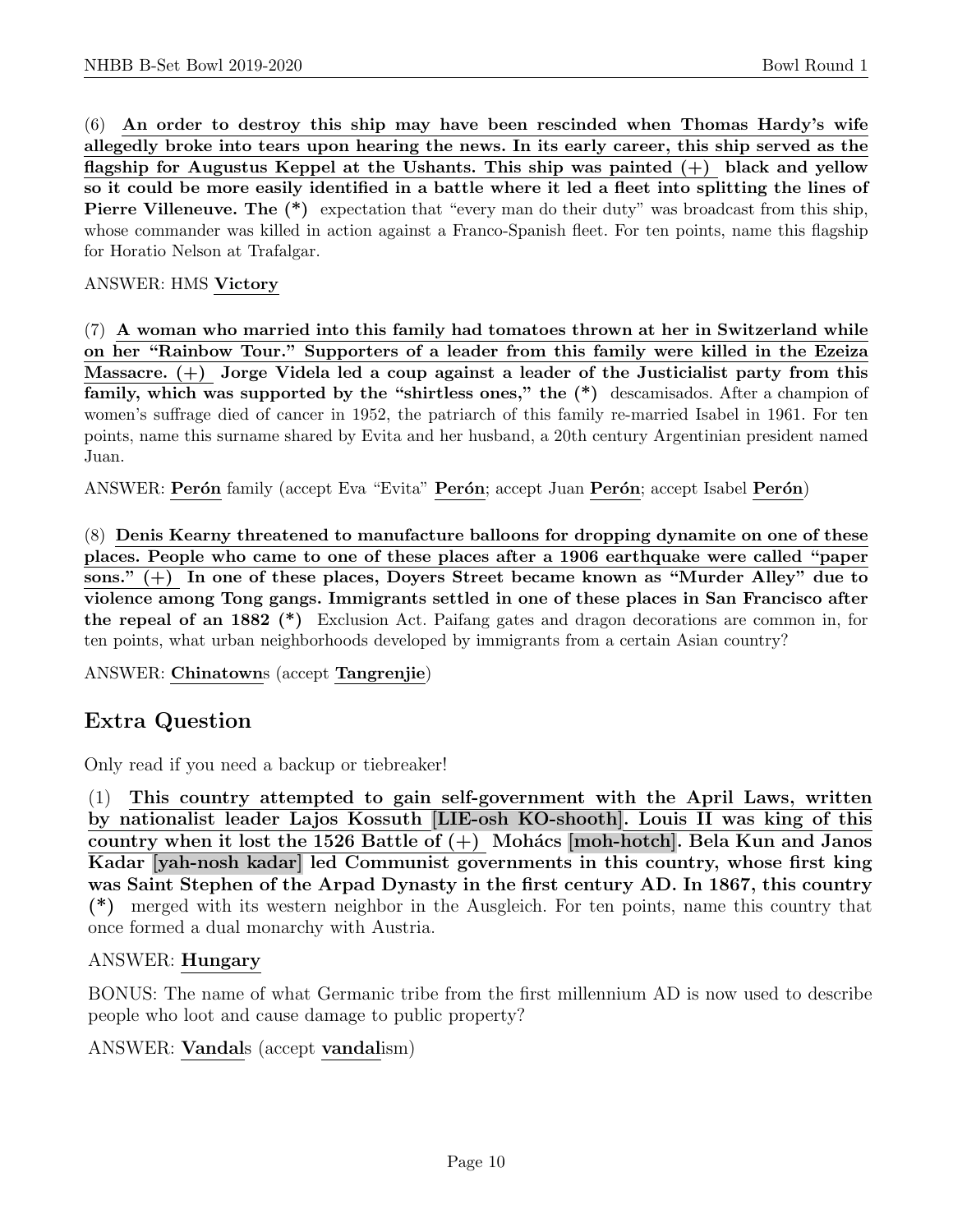(6) **<u>An order to destroy this ship may have been rescinded when Thomas Hardy's wife allegedly broke into tears upon hearing the news. In its early career, this ship served as the flagship for Augustus Keppel at the Ushants. This ship was painted (+)</u> black and yellow so it could be more easily identified in a battle where it led a fleet into splitting the lines of Pierre Villeneuve. The (\*)** expectation that "every man do their duty" was broadcast from this ship, whose commander was killed in action against a Franco-Spanish fleet. For ten points, name this flagship for Horatio Nelson at Trafalgar.

ANSWER: HMS **<u>Victory</u>**

(7) **<u>A woman who married into this family had tomatoes thrown at her in Switzerland while on her "Rainbow Tour." Supporters of a leader from this family were killed in the Ezeiza Massacre. (+)</u> Jorge Videla led a coup against a leader of the Justicialist party from this family, which was supported by the "shirtless ones," the (\*)** descamisados. After a champion of women's suffrage died of cancer in 1952, the patriarch of this family re-married Isabel in 1961. For ten points, name this surname shared by Evita and her husband, a 20th century Argentinian president named Juan.

ANSWER: **<u>Perón</u>** family (accept Eva "Evita" **<u>Perón</u>**; accept Juan **<u>Perón</u>**; accept Isabel **<u>Perón</u>**)

(8) **<u>Denis Kearny threatened to manufacture balloons for dropping dynamite on one of these places. People who came to one of these places after a 1906 earthquake were called "paper sons." (+)</u> In one of these places, Doyers Street became known as "Murder Alley" due to violence among Tong gangs. Immigrants settled in one of these places in San Francisco after the repeal of an 1882 (\*)** Exclusion Act. Paifang gates and dragon decorations are common in, for ten points, what urban neighborhoods developed by immigrants from a certain Asian country?

ANSWER: **<u>Chinatown</u>**s (accept **<u>Tangrenjie</u>**)

## Extra Question

Only read if you need a backup or tiebreaker!

(1) **<u>This country attempted to gain self-government with the April Laws, written by nationalist leader Lajos Kossuth [LIE-osh KO-shooth]. Louis II was king of this country when it lost the 1526 Battle of (+)</u> Mohács [moh-hotch]. Bela Kun and Janos Kadar [yah-nosh kadar] led Communist governments in this country, whose first king was Saint Stephen of the Arpad Dynasty in the first century AD. In 1867, this country (\*)** merged with its western neighbor in the Ausgleich. For ten points, name this country that once formed a dual monarchy with Austria.

ANSWER: **<u>Hungary</u>**

BONUS: The name of what Germanic tribe from the first millennium AD is now used to describe people who loot and cause damage to public property?

ANSWER: **<u>Vandal</u>**s (accept **<u>vandal</u>**ism)